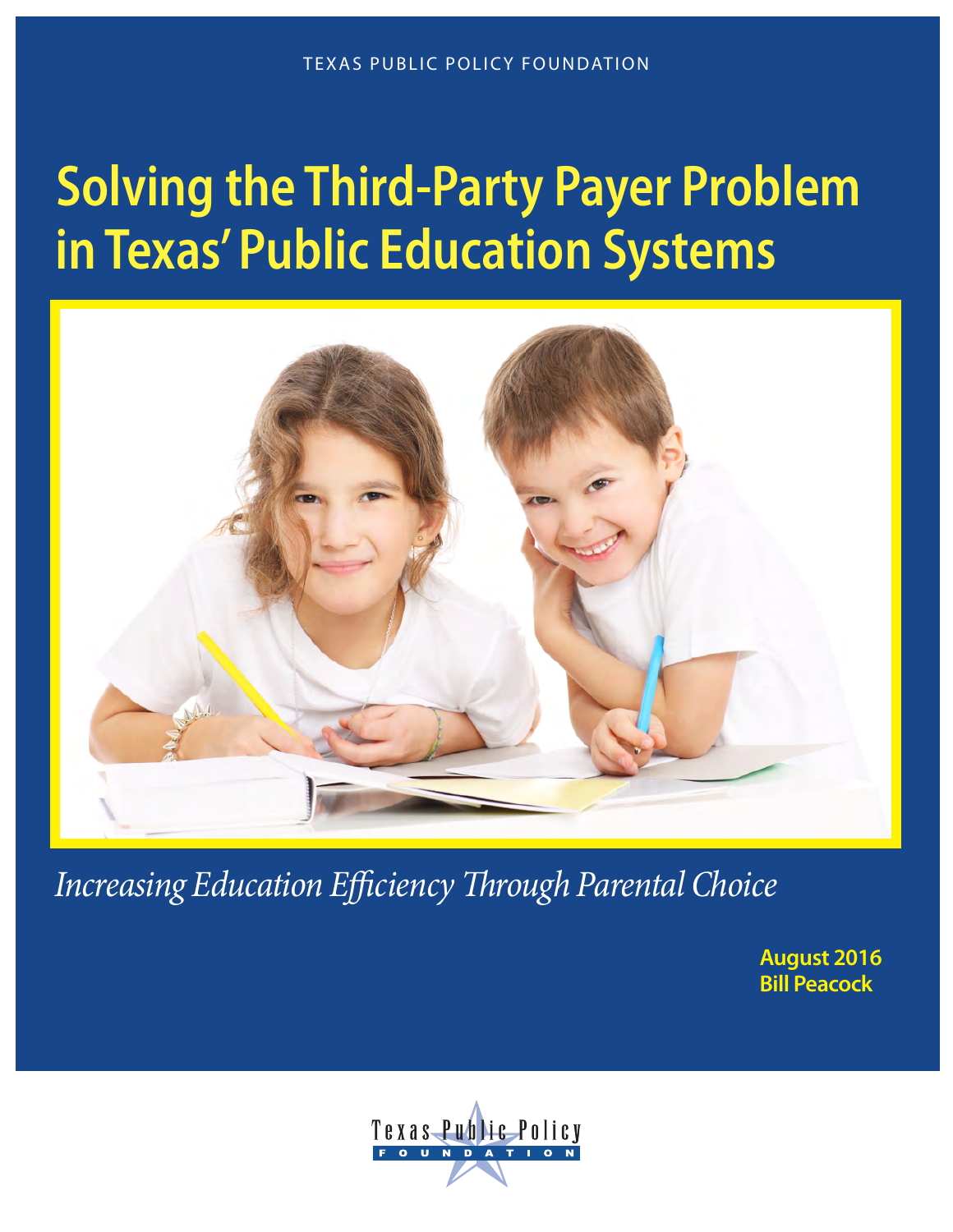TEXAS PUBLIC POLICY FOUNDATION

# Solving the Third-Party Payer Problem in Texas' Public Education Systems

*Increasing Education Efficiency Through Parental Choice*

**August 2016**
**Bill Peacock**

Texas Public Policy
FOUNDATION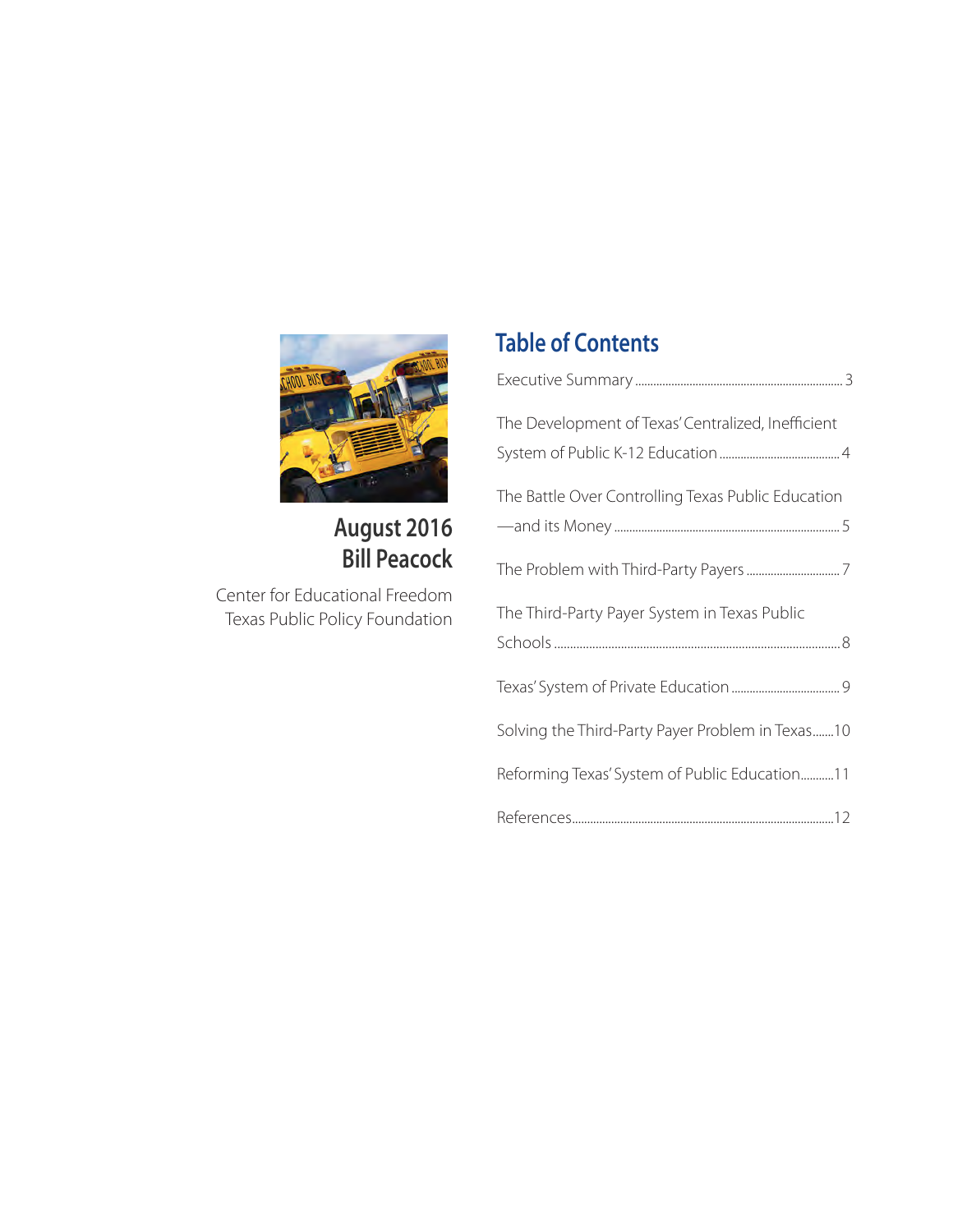**August 2016**
**Bill Peacock**

Center for Educational Freedom
Texas Public Policy Foundation

## Table of Contents

Executive Summary ........ 3

The Development of Texas' Centralized, Inefficient System of Public K-12 Education ........ 4

The Battle Over Controlling Texas Public Education —and its Money ........ 5

The Problem with Third-Party Payers ........ 7

The Third-Party Payer System in Texas Public Schools ........ 8

Texas' System of Private Education ........ 9

Solving the Third-Party Payer Problem in Texas ........ 10

Reforming Texas' System of Public Education ........ 11

References ........ 12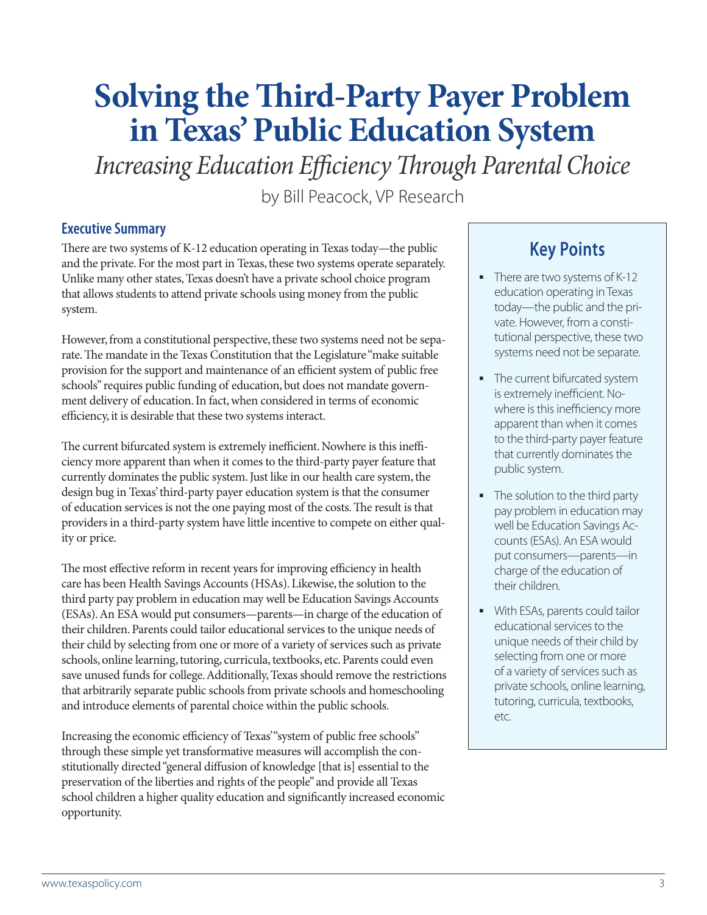# Solving the Third-Party Payer Problem in Texas' Public Education System

*Increasing Education Efficiency Through Parental Choice*

by Bill Peacock, VP Research

## Executive Summary

There are two systems of K-12 education operating in Texas today—the public and the private. For the most part in Texas, these two systems operate separately. Unlike many other states, Texas doesn't have a private school choice program that allows students to attend private schools using money from the public system.

However, from a constitutional perspective, these two systems need not be separate. The mandate in the Texas Constitution that the Legislature "make suitable provision for the support and maintenance of an efficient system of public free schools" requires public funding of education, but does not mandate government delivery of education. In fact, when considered in terms of economic efficiency, it is desirable that these two systems interact.

The current bifurcated system is extremely inefficient. Nowhere is this inefficiency more apparent than when it comes to the third-party payer feature that currently dominates the public system. Just like in our health care system, the design bug in Texas' third-party payer education system is that the consumer of education services is not the one paying most of the costs. The result is that providers in a third-party system have little incentive to compete on either quality or price.

The most effective reform in recent years for improving efficiency in health care has been Health Savings Accounts (HSAs). Likewise, the solution to the third party pay problem in education may well be Education Savings Accounts (ESAs). An ESA would put consumers—parents—in charge of the education of their children. Parents could tailor educational services to the unique needs of their child by selecting from one or more of a variety of services such as private schools, online learning, tutoring, curricula, textbooks, etc. Parents could even save unused funds for college. Additionally, Texas should remove the restrictions that arbitrarily separate public schools from private schools and homeschooling and introduce elements of parental choice within the public schools.

Increasing the economic efficiency of Texas' "system of public free schools" through these simple yet transformative measures will accomplish the constitutionally directed "general diffusion of knowledge [that is] essential to the preservation of the liberties and rights of the people" and provide all Texas school children a higher quality education and significantly increased economic opportunity.

## Key Points

- There are two systems of K-12 education operating in Texas today—the public and the private. However, from a constitutional perspective, these two systems need not be separate.
- The current bifurcated system is extremely inefficient. Nowhere is this inefficiency more apparent than when it comes to the third-party payer feature that currently dominates the public system.
- The solution to the third party pay problem in education may well be Education Savings Accounts (ESAs). An ESA would put consumers—parents—in charge of the education of their children.
- With ESAs, parents could tailor educational services to the unique needs of their child by selecting from one or more of a variety of services such as private schools, online learning, tutoring, curricula, textbooks, etc.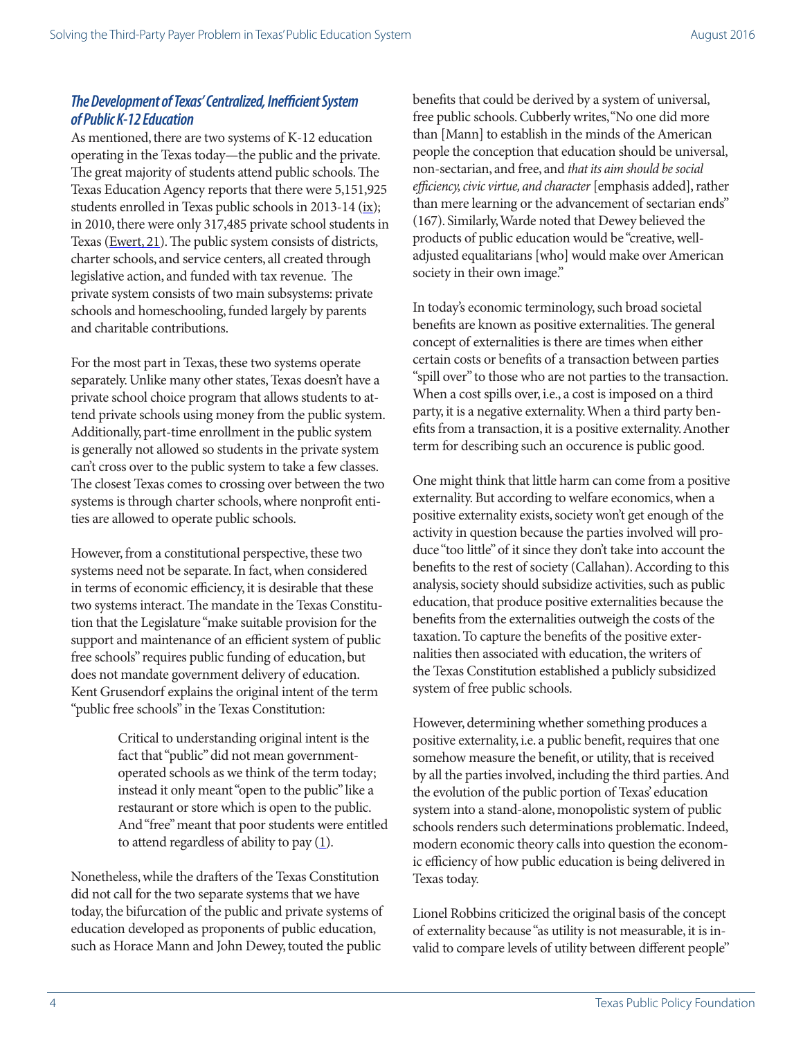### *The Development of Texas' Centralized, Inefficient System of Public K-12 Education*

As mentioned, there are two systems of K-12 education operating in the Texas today—the public and the private. The great majority of students attend public schools. The Texas Education Agency reports that there were 5,151,925 students enrolled in Texas public schools in 2013-14 (ix); in 2010, there were only 317,485 private school students in Texas (Ewert, 21). The public system consists of districts, charter schools, and service centers, all created through legislative action, and funded with tax revenue. The private system consists of two main subsystems: private schools and homeschooling, funded largely by parents and charitable contributions.

For the most part in Texas, these two systems operate separately. Unlike many other states, Texas doesn't have a private school choice program that allows students to attend private schools using money from the public system. Additionally, part-time enrollment in the public system is generally not allowed so students in the private system can't cross over to the public system to take a few classes. The closest Texas comes to crossing over between the two systems is through charter schools, where nonprofit entities are allowed to operate public schools.

However, from a constitutional perspective, these two systems need not be separate. In fact, when considered in terms of economic efficiency, it is desirable that these two systems interact. The mandate in the Texas Constitution that the Legislature "make suitable provision for the support and maintenance of an efficient system of public free schools" requires public funding of education, but does not mandate government delivery of education. Kent Grusendorf explains the original intent of the term "public free schools" in the Texas Constitution:

> Critical to understanding original intent is the fact that "public" did not mean government-operated schools as we think of the term today; instead it only meant "open to the public" like a restaurant or store which is open to the public. And "free" meant that poor students were entitled to attend regardless of ability to pay (1).

Nonetheless, while the drafters of the Texas Constitution did not call for the two separate systems that we have today, the bifurcation of the public and private systems of education developed as proponents of public education, such as Horace Mann and John Dewey, touted the public benefits that could be derived by a system of universal, free public schools. Cubberly writes, "No one did more than [Mann] to establish in the minds of the American people the conception that education should be universal, non-sectarian, and free, and *that its aim should be social efficiency, civic virtue, and character* [emphasis added], rather than mere learning or the advancement of sectarian ends" (167). Similarly, Warde noted that Dewey believed the products of public education would be "creative, well-adjusted equalitarians [who] would make over American society in their own image."

In today's economic terminology, such broad societal benefits are known as positive externalities. The general concept of externalities is there are times when either certain costs or benefits of a transaction between parties "spill over" to those who are not parties to the transaction. When a cost spills over, i.e., a cost is imposed on a third party, it is a negative externality. When a third party benefits from a transaction, it is a positive externality. Another term for describing such an occurence is public good.

One might think that little harm can come from a positive externality. But according to welfare economics, when a positive externality exists, society won't get enough of the activity in question because the parties involved will produce "too little" of it since they don't take into account the benefits to the rest of society (Callahan). According to this analysis, society should subsidize activities, such as public education, that produce positive externalities because the benefits from the externalities outweigh the costs of the taxation. To capture the benefits of the positive externalities then associated with education, the writers of the Texas Constitution established a publicly subsidized system of free public schools.

However, determining whether something produces a positive externality, i.e. a public benefit, requires that one somehow measure the benefit, or utility, that is received by all the parties involved, including the third parties. And the evolution of the public portion of Texas' education system into a stand-alone, monopolistic system of public schools renders such determinations problematic. Indeed, modern economic theory calls into question the economic efficiency of how public education is being delivered in Texas today.

Lionel Robbins criticized the original basis of the concept of externality because "as utility is not measurable, it is invalid to compare levels of utility between different people"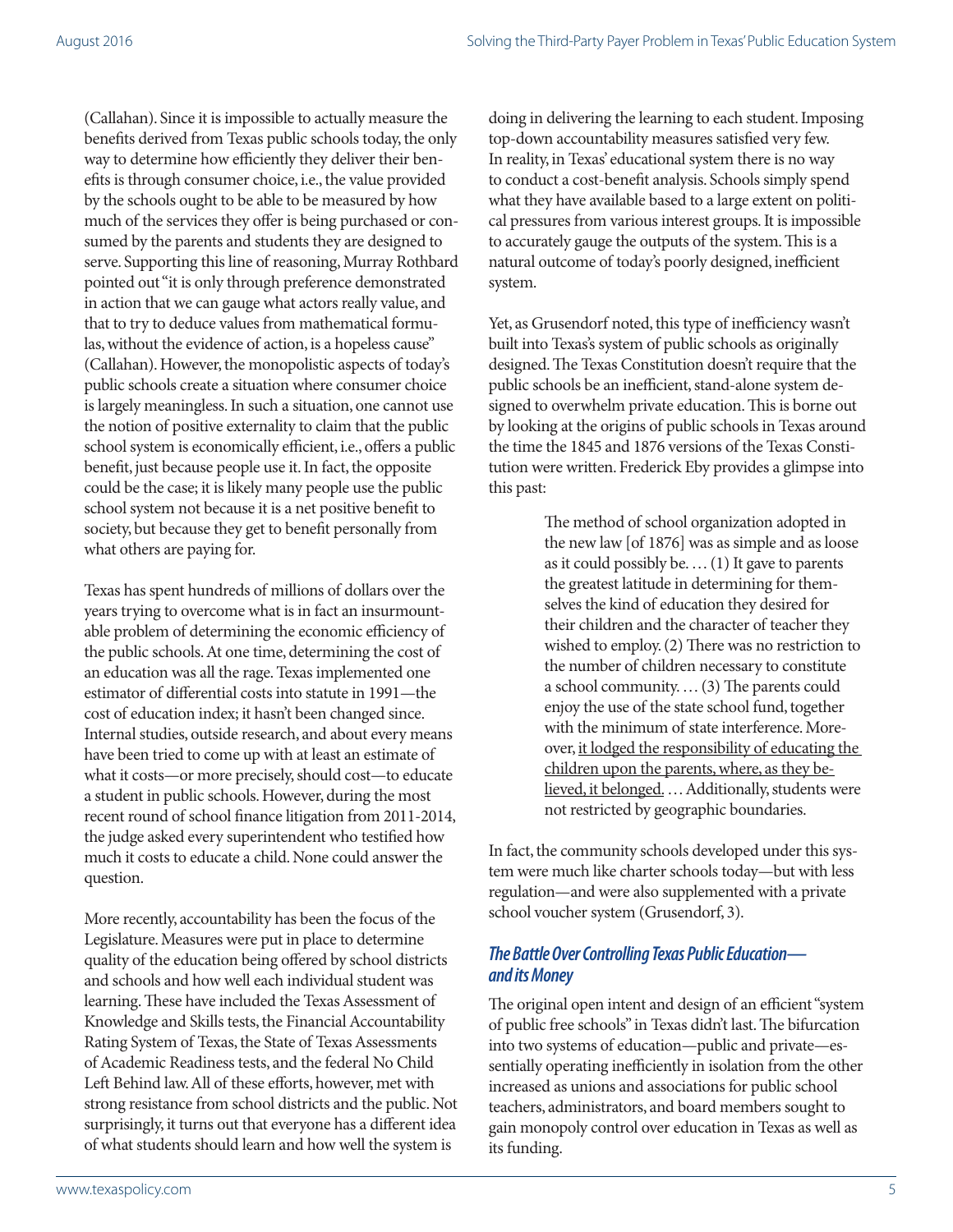(Callahan). Since it is impossible to actually measure the benefits derived from Texas public schools today, the only way to determine how efficiently they deliver their benefits is through consumer choice, i.e., the value provided by the schools ought to be able to be measured by how much of the services they offer is being purchased or consumed by the parents and students they are designed to serve. Supporting this line of reasoning, Murray Rothbard pointed out "it is only through preference demonstrated in action that we can gauge what actors really value, and that to try to deduce values from mathematical formulas, without the evidence of action, is a hopeless cause" (Callahan). However, the monopolistic aspects of today's public schools create a situation where consumer choice is largely meaningless. In such a situation, one cannot use the notion of positive externality to claim that the public school system is economically efficient, i.e., offers a public benefit, just because people use it. In fact, the opposite could be the case; it is likely many people use the public school system not because it is a net positive benefit to society, but because they get to benefit personally from what others are paying for.

Texas has spent hundreds of millions of dollars over the years trying to overcome what is in fact an insurmountable problem of determining the economic efficiency of the public schools. At one time, determining the cost of an education was all the rage. Texas implemented one estimator of differential costs into statute in 1991—the cost of education index; it hasn't been changed since. Internal studies, outside research, and about every means have been tried to come up with at least an estimate of what it costs—or more precisely, should cost—to educate a student in public schools. However, during the most recent round of school finance litigation from 2011-2014, the judge asked every superintendent who testified how much it costs to educate a child. None could answer the question.

More recently, accountability has been the focus of the Legislature. Measures were put in place to determine quality of the education being offered by school districts and schools and how well each individual student was learning. These have included the Texas Assessment of Knowledge and Skills tests, the Financial Accountability Rating System of Texas, the State of Texas Assessments of Academic Readiness tests, and the federal No Child Left Behind law. All of these efforts, however, met with strong resistance from school districts and the public. Not surprisingly, it turns out that everyone has a different idea of what students should learn and how well the system is doing in delivering the learning to each student. Imposing top-down accountability measures satisfied very few. In reality, in Texas' educational system there is no way to conduct a cost-benefit analysis. Schools simply spend what they have available based to a large extent on political pressures from various interest groups. It is impossible to accurately gauge the outputs of the system. This is a natural outcome of today's poorly designed, inefficient system.

Yet, as Grusendorf noted, this type of inefficiency wasn't built into Texas's system of public schools as originally designed. The Texas Constitution doesn't require that the public schools be an inefficient, stand-alone system designed to overwhelm private education. This is borne out by looking at the origins of public schools in Texas around the time the 1845 and 1876 versions of the Texas Constitution were written. Frederick Eby provides a glimpse into this past:

> The method of school organization adopted in the new law [of 1876] was as simple and as loose as it could possibly be. … (1) It gave to parents the greatest latitude in determining for themselves the kind of education they desired for their children and the character of teacher they wished to employ. (2) There was no restriction to the number of children necessary to constitute a school community. … (3) The parents could enjoy the use of the state school fund, together with the minimum of state interference. Moreover, <u>it lodged the responsibility of educating the children upon the parents, where, as they believed, it belonged.</u> … Additionally, students were not restricted by geographic boundaries.

In fact, the community schools developed under this system were much like charter schools today—but with less regulation—and were also supplemented with a private school voucher system (Grusendorf, 3).

### *The Battle Over Controlling Texas Public Education—and its Money*

The original open intent and design of an efficient "system of public free schools" in Texas didn't last. The bifurcation into two systems of education—public and private—essentially operating inefficiently in isolation from the other increased as unions and associations for public school teachers, administrators, and board members sought to gain monopoly control over education in Texas as well as its funding.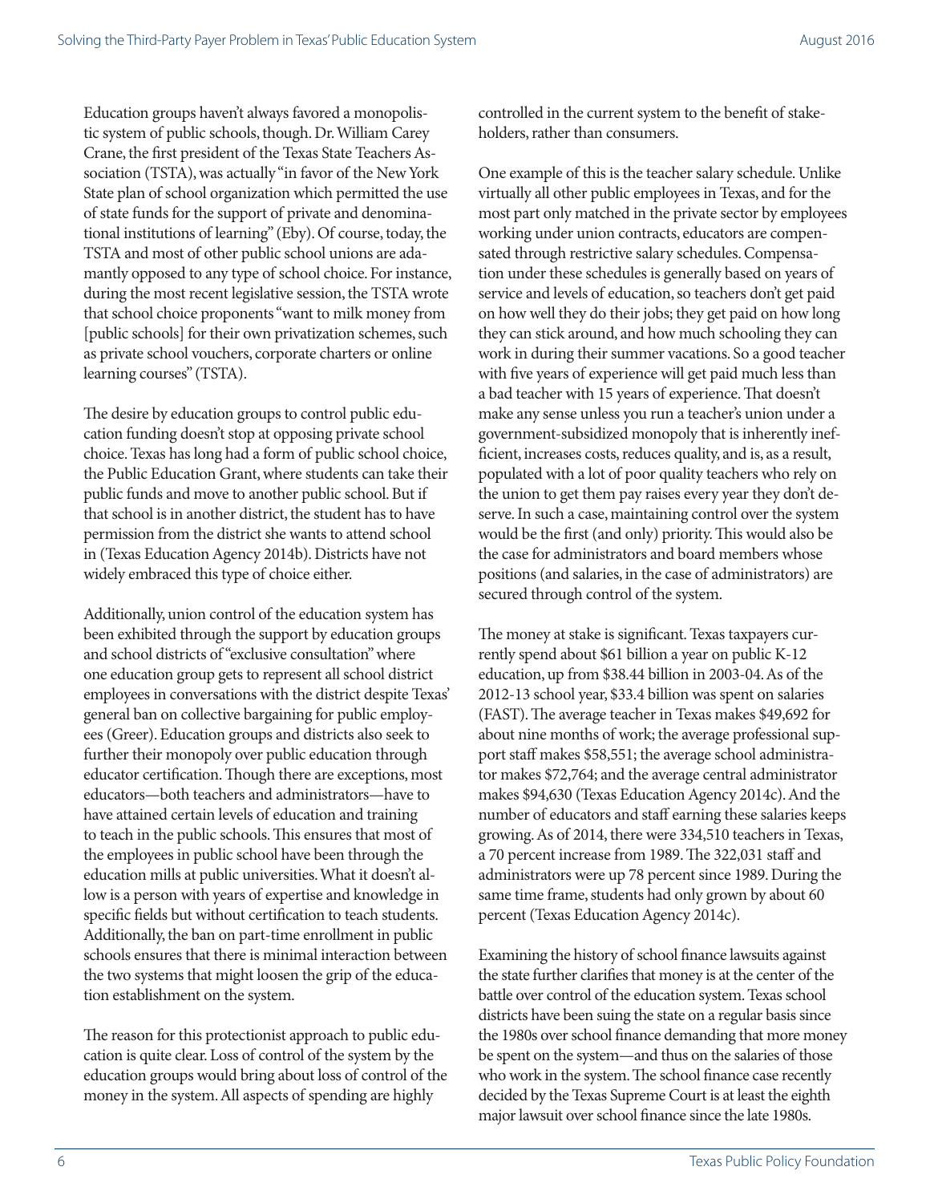Education groups haven't always favored a monopolistic system of public schools, though. Dr. William Carey Crane, the first president of the Texas State Teachers Association (TSTA), was actually "in favor of the New York State plan of school organization which permitted the use of state funds for the support of private and denominational institutions of learning" (Eby). Of course, today, the TSTA and most of other public school unions are adamantly opposed to any type of school choice. For instance, during the most recent legislative session, the TSTA wrote that school choice proponents "want to milk money from [public schools] for their own privatization schemes, such as private school vouchers, corporate charters or online learning courses" (TSTA).

The desire by education groups to control public education funding doesn't stop at opposing private school choice. Texas has long had a form of public school choice, the Public Education Grant, where students can take their public funds and move to another public school. But if that school is in another district, the student has to have permission from the district she wants to attend school in (Texas Education Agency 2014b). Districts have not widely embraced this type of choice either.

Additionally, union control of the education system has been exhibited through the support by education groups and school districts of "exclusive consultation" where one education group gets to represent all school district employees in conversations with the district despite Texas' general ban on collective bargaining for public employees (Greer). Education groups and districts also seek to further their monopoly over public education through educator certification. Though there are exceptions, most educators—both teachers and administrators—have to have attained certain levels of education and training to teach in the public schools. This ensures that most of the employees in public school have been through the education mills at public universities. What it doesn't allow is a person with years of expertise and knowledge in specific fields but without certification to teach students. Additionally, the ban on part-time enrollment in public schools ensures that there is minimal interaction between the two systems that might loosen the grip of the education establishment on the system.

The reason for this protectionist approach to public education is quite clear. Loss of control of the system by the education groups would bring about loss of control of the money in the system. All aspects of spending are highly controlled in the current system to the benefit of stakeholders, rather than consumers.

One example of this is the teacher salary schedule. Unlike virtually all other public employees in Texas, and for the most part only matched in the private sector by employees working under union contracts, educators are compensated through restrictive salary schedules. Compensation under these schedules is generally based on years of service and levels of education, so teachers don't get paid on how well they do their jobs; they get paid on how long they can stick around, and how much schooling they can work in during their summer vacations. So a good teacher with five years of experience will get paid much less than a bad teacher with 15 years of experience. That doesn't make any sense unless you run a teacher's union under a government-subsidized monopoly that is inherently inefficient, increases costs, reduces quality, and is, as a result, populated with a lot of poor quality teachers who rely on the union to get them pay raises every year they don't deserve. In such a case, maintaining control over the system would be the first (and only) priority. This would also be the case for administrators and board members whose positions (and salaries, in the case of administrators) are secured through control of the system.

The money at stake is significant. Texas taxpayers currently spend about $61 billion a year on public K-12 education, up from $38.44 billion in 2003-04. As of the 2012-13 school year, $33.4 billion was spent on salaries (FAST). The average teacher in Texas makes $49,692 for about nine months of work; the average professional support staff makes $58,551; the average school administrator makes $72,764; and the average central administrator makes $94,630 (Texas Education Agency 2014c). And the number of educators and staff earning these salaries keeps growing. As of 2014, there were 334,510 teachers in Texas, a 70 percent increase from 1989. The 322,031 staff and administrators were up 78 percent since 1989. During the same time frame, students had only grown by about 60 percent (Texas Education Agency 2014c).

Examining the history of school finance lawsuits against the state further clarifies that money is at the center of the battle over control of the education system. Texas school districts have been suing the state on a regular basis since the 1980s over school finance demanding that more money be spent on the system—and thus on the salaries of those who work in the system. The school finance case recently decided by the Texas Supreme Court is at least the eighth major lawsuit over school finance since the late 1980s.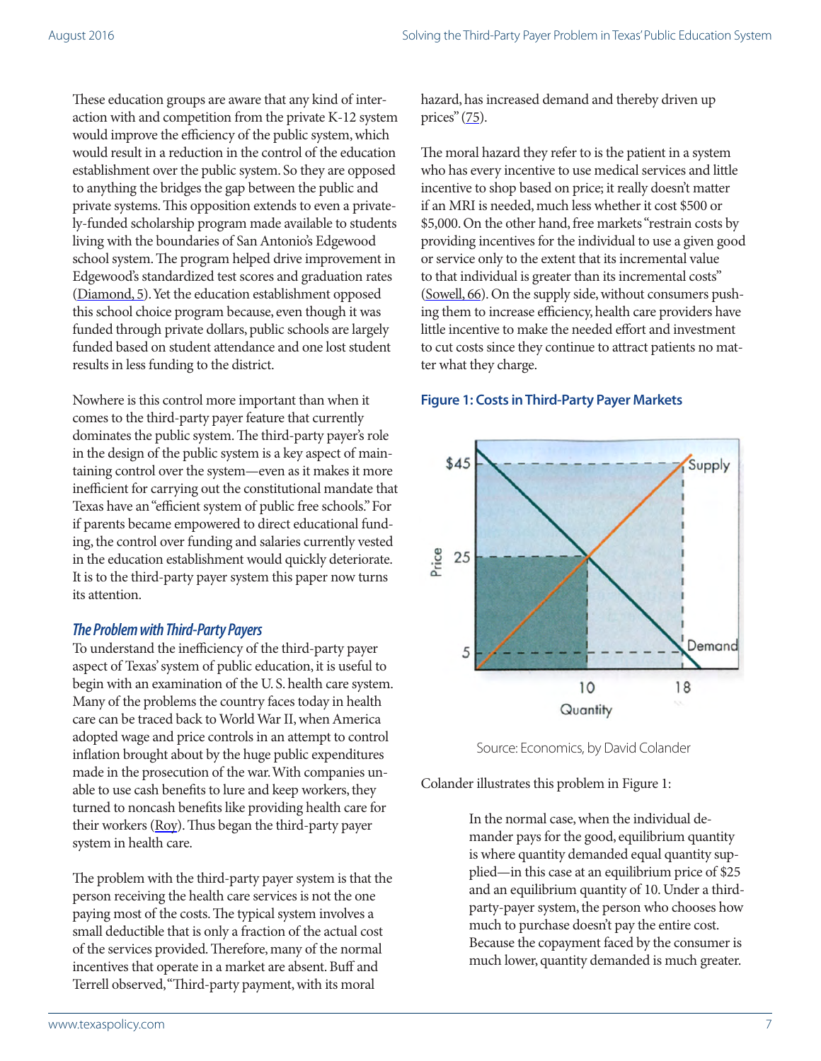These education groups are aware that any kind of interaction with and competition from the private K-12 system would improve the efficiency of the public system, which would result in a reduction in the control of the education establishment over the public system. So they are opposed to anything the bridges the gap between the public and private systems. This opposition extends to even a privately-funded scholarship program made available to students living with the boundaries of San Antonio's Edgewood school system. The program helped drive improvement in Edgewood's standardized test scores and graduation rates (Diamond, 5). Yet the education establishment opposed this school choice program because, even though it was funded through private dollars, public schools are largely funded based on student attendance and one lost student results in less funding to the district.

Nowhere is this control more important than when it comes to the third-party payer feature that currently dominates the public system. The third-party payer's role in the design of the public system is a key aspect of maintaining control over the system—even as it makes it more inefficient for carrying out the constitutional mandate that Texas have an "efficient system of public free schools." For if parents became empowered to direct educational funding, the control over funding and salaries currently vested in the education establishment would quickly deteriorate. It is to the third-party payer system this paper now turns its attention.

### *The Problem with Third-Party Payers*

To understand the inefficiency of the third-party payer aspect of Texas' system of public education, it is useful to begin with an examination of the U. S. health care system. Many of the problems the country faces today in health care can be traced back to World War II, when America adopted wage and price controls in an attempt to control inflation brought about by the huge public expenditures made in the prosecution of the war. With companies unable to use cash benefits to lure and keep workers, they turned to noncash benefits like providing health care for their workers (Roy). Thus began the third-party payer system in health care.

The problem with the third-party payer system is that the person receiving the health care services is not the one paying most of the costs. The typical system involves a small deductible that is only a fraction of the actual cost of the services provided. Therefore, many of the normal incentives that operate in a market are absent. Buff and Terrell observed, "Third-party payment, with its moral hazard, has increased demand and thereby driven up prices" (75).

The moral hazard they refer to is the patient in a system who has every incentive to use medical services and little incentive to shop based on price; it really doesn't matter if an MRI is needed, much less whether it cost $500 or $5,000. On the other hand, free markets "restrain costs by providing incentives for the individual to use a given good or service only to the extent that its incremental value to that individual is greater than its incremental costs" (Sowell, 66). On the supply side, without consumers pushing them to increase efficiency, health care providers have little incentive to make the needed effort and investment to cut costs since they continue to attract patients no matter what they charge.

**Figure 1: Costs in Third-Party Payer Markets**

Source: Economics, by David Colander

Colander illustrates this problem in Figure 1:

> In the normal case, when the individual demander pays for the good, equilibrium quantity is where quantity demanded equal quantity supplied—in this case at an equilibrium price of $25 and an equilibrium quantity of 10. Under a third-party-payer system, the person who chooses how much to purchase doesn't pay the entire cost. Because the copayment faced by the consumer is much lower, quantity demanded is much greater.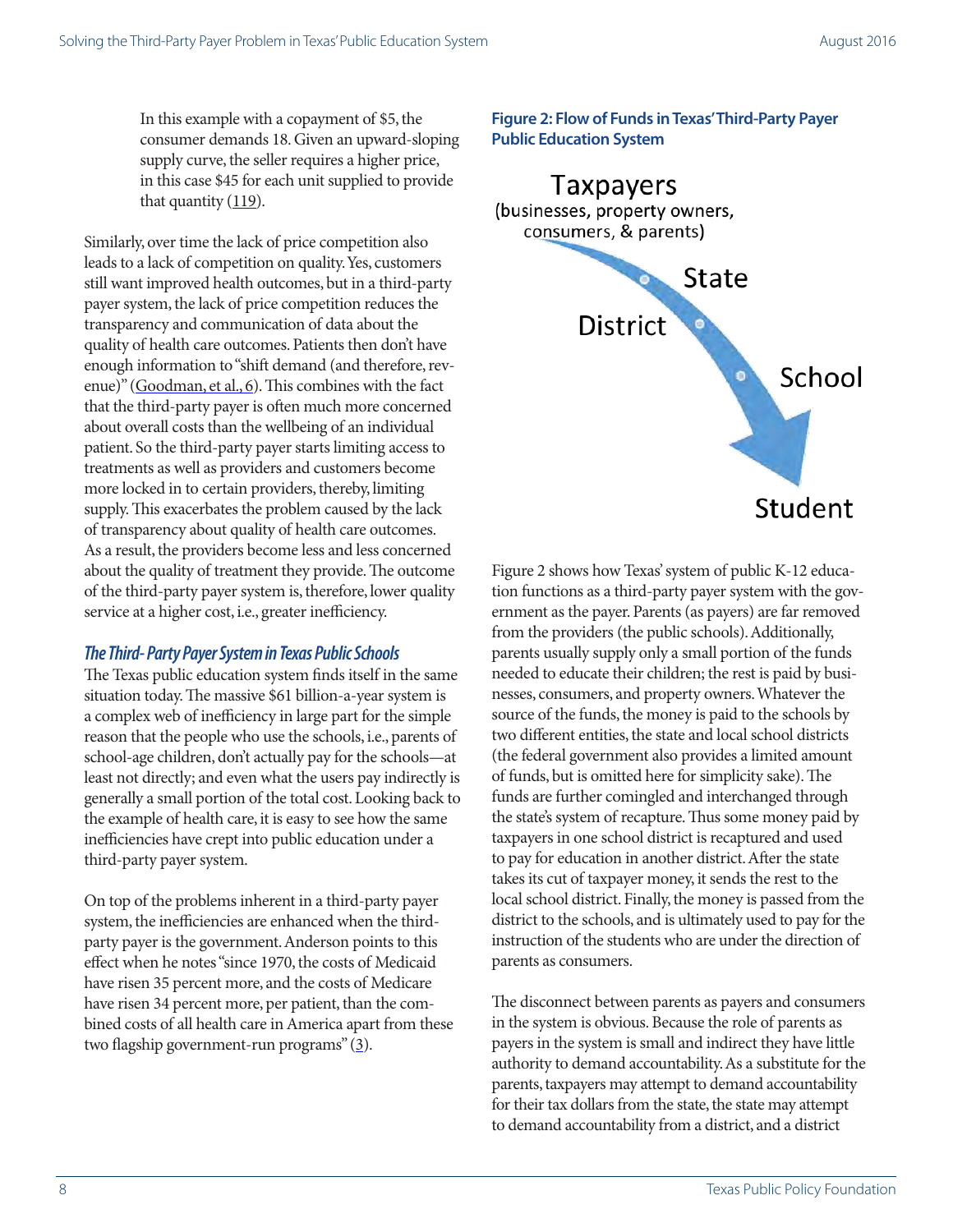> In this example with a copayment of $5, the consumer demands 18. Given an upward-sloping supply curve, the seller requires a higher price, in this case $45 for each unit supplied to provide that quantity (119).

Similarly, over time the lack of price competition also leads to a lack of competition on quality. Yes, customers still want improved health outcomes, but in a third-party payer system, the lack of price competition reduces the transparency and communication of data about the quality of health care outcomes. Patients then don't have enough information to "shift demand (and therefore, revenue)" (Goodman, et al., 6). This combines with the fact that the third-party payer is often much more concerned about overall costs than the wellbeing of an individual patient. So the third-party payer starts limiting access to treatments as well as providers and customers become more locked in to certain providers, thereby, limiting supply. This exacerbates the problem caused by the lack of transparency about quality of health care outcomes. As a result, the providers become less and less concerned about the quality of treatment they provide. The outcome of the third-party payer system is, therefore, lower quality service at a higher cost, i.e., greater inefficiency.

### *The Third- Party Payer System in Texas Public Schools*

The Texas public education system finds itself in the same situation today. The massive $61 billion-a-year system is a complex web of inefficiency in large part for the simple reason that the people who use the schools, i.e., parents of school-age children, don't actually pay for the schools—at least not directly; and even what the users pay indirectly is generally a small portion of the total cost. Looking back to the example of health care, it is easy to see how the same inefficiencies have crept into public education under a third-party payer system.

On top of the problems inherent in a third-party payer system, the inefficiencies are enhanced when the third-party payer is the government. Anderson points to this effect when he notes "since 1970, the costs of Medicaid have risen 35 percent more, and the costs of Medicare have risen 34 percent more, per patient, than the combined costs of all health care in America apart from these two flagship government-run programs" (3).

**Figure 2: Flow of Funds in Texas' Third-Party Payer Public Education System**

Taxpayers (businesses, property owners, consumers, & parents) → State → District → School → Student

Figure 2 shows how Texas' system of public K-12 education functions as a third-party payer system with the government as the payer. Parents (as payers) are far removed from the providers (the public schools). Additionally, parents usually supply only a small portion of the funds needed to educate their children; the rest is paid by businesses, consumers, and property owners. Whatever the source of the funds, the money is paid to the schools by two different entities, the state and local school districts (the federal government also provides a limited amount of funds, but is omitted here for simplicity sake). The funds are further comingled and interchanged through the state's system of recapture. Thus some money paid by taxpayers in one school district is recaptured and used to pay for education in another district. After the state takes its cut of taxpayer money, it sends the rest to the local school district. Finally, the money is passed from the district to the schools, and is ultimately used to pay for the instruction of the students who are under the direction of parents as consumers.

The disconnect between parents as payers and consumers in the system is obvious. Because the role of parents as payers in the system is small and indirect they have little authority to demand accountability. As a substitute for the parents, taxpayers may attempt to demand accountability for their tax dollars from the state, the state may attempt to demand accountability from a district, and a district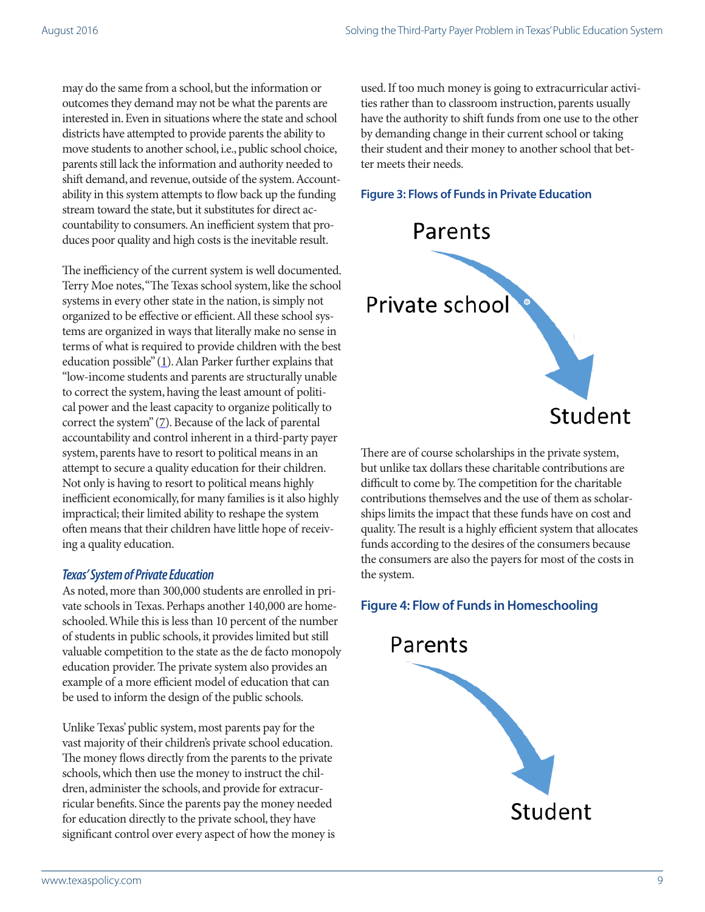may do the same from a school, but the information or outcomes they demand may not be what the parents are interested in. Even in situations where the state and school districts have attempted to provide parents the ability to move students to another school, i.e., public school choice, parents still lack the information and authority needed to shift demand, and revenue, outside of the system. Accountability in this system attempts to flow back up the funding stream toward the state, but it substitutes for direct accountability to consumers. An inefficient system that produces poor quality and high costs is the inevitable result.

The inefficiency of the current system is well documented. Terry Moe notes, "The Texas school system, like the school systems in every other state in the nation, is simply not organized to be effective or efficient. All these school systems are organized in ways that literally make no sense in terms of what is required to provide children with the best education possible" (1). Alan Parker further explains that "low-income students and parents are structurally unable to correct the system, having the least amount of political power and the least capacity to organize politically to correct the system" (7). Because of the lack of parental accountability and control inherent in a third-party payer system, parents have to resort to political means in an attempt to secure a quality education for their children. Not only is having to resort to political means highly inefficient economically, for many families is it also highly impractical; their limited ability to reshape the system often means that their children have little hope of receiving a quality education.

### *Texas' System of Private Education*

As noted, more than 300,000 students are enrolled in private schools in Texas. Perhaps another 140,000 are homeschooled. While this is less than 10 percent of the number of students in public schools, it provides limited but still valuable competition to the state as the de facto monopoly education provider. The private system also provides an example of a more efficient model of education that can be used to inform the design of the public schools.

Unlike Texas' public system, most parents pay for the vast majority of their children's private school education. The money flows directly from the parents to the private schools, which then use the money to instruct the children, administer the schools, and provide for extracurricular benefits. Since the parents pay the money needed for education directly to the private school, they have significant control over every aspect of how the money is used. If too much money is going to extracurricular activities rather than to classroom instruction, parents usually have the authority to shift funds from one use to the other by demanding change in their current school or taking their student and their money to another school that better meets their needs.

**Figure 3: Flows of Funds in Private Education**

Parents

Private school

Student

There are of course scholarships in the private system, but unlike tax dollars these charitable contributions are difficult to come by. The competition for the charitable contributions themselves and the use of them as scholarships limits the impact that these funds have on cost and quality. The result is a highly efficient system that allocates funds according to the desires of the consumers because the consumers are also the payers for most of the costs in the system.

**Figure 4: Flow of Funds in Homeschooling**

Parents

Student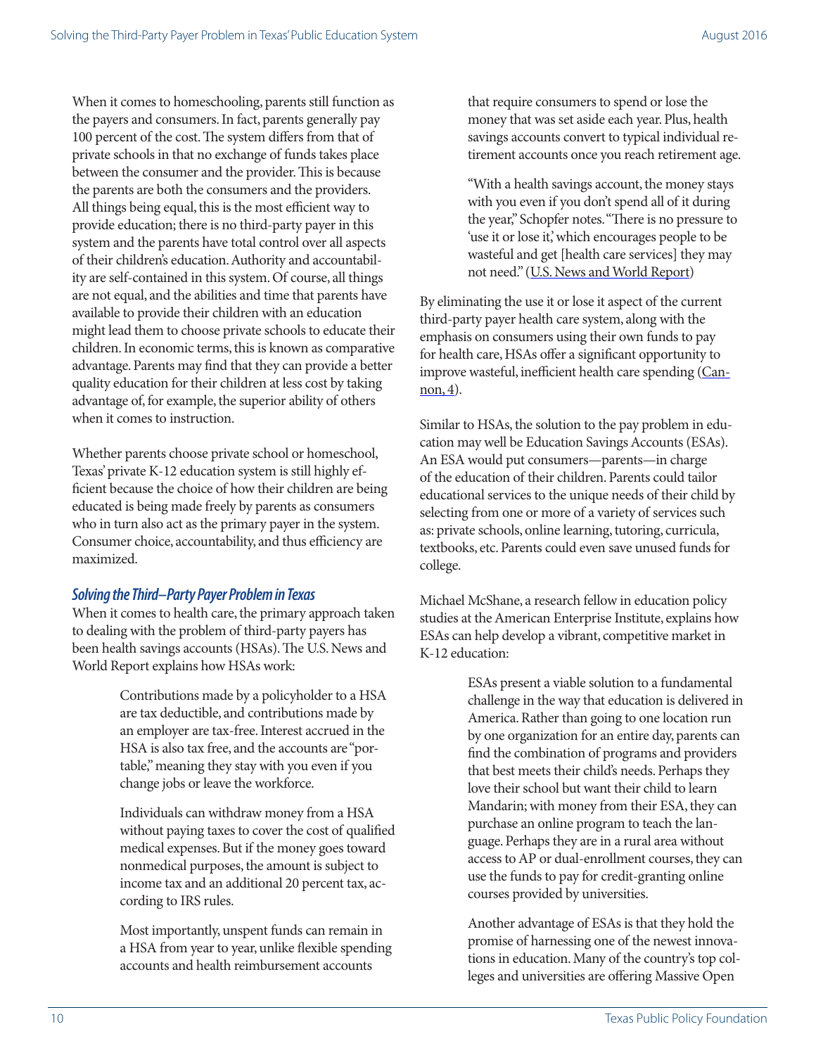When it comes to homeschooling, parents still function as the payers and consumers. In fact, parents generally pay 100 percent of the cost. The system differs from that of private schools in that no exchange of funds takes place between the consumer and the provider. This is because the parents are both the consumers and the providers. All things being equal, this is the most efficient way to provide education; there is no third-party payer in this system and the parents have total control over all aspects of their children's education. Authority and accountability are self-contained in this system. Of course, all things are not equal, and the abilities and time that parents have available to provide their children with an education might lead them to choose private schools to educate their children. In economic terms, this is known as comparative advantage. Parents may find that they can provide a better quality education for their children at less cost by taking advantage of, for example, the superior ability of others when it comes to instruction.

Whether parents choose private school or homeschool, Texas' private K-12 education system is still highly efficient because the choice of how their children are being educated is being made freely by parents as consumers who in turn also act as the primary payer in the system. Consumer choice, accountability, and thus efficiency are maximized.

### *Solving the Third–Party Payer Problem in Texas*

When it comes to health care, the primary approach taken to dealing with the problem of third-party payers has been health savings accounts (HSAs). The U.S. News and World Report explains how HSAs work:

> Contributions made by a policyholder to a HSA are tax deductible, and contributions made by an employer are tax-free. Interest accrued in the HSA is also tax free, and the accounts are "portable," meaning they stay with you even if you change jobs or leave the workforce.
>
> Individuals can withdraw money from a HSA without paying taxes to cover the cost of qualified medical expenses. But if the money goes toward nonmedical purposes, the amount is subject to income tax and an additional 20 percent tax, according to IRS rules.
>
> Most importantly, unspent funds can remain in a HSA from year to year, unlike flexible spending accounts and health reimbursement accounts that require consumers to spend or lose the money that was set aside each year. Plus, health savings accounts convert to typical individual retirement accounts once you reach retirement age.
>
> "With a health savings account, the money stays with you even if you don't spend all of it during the year," Schopfer notes. "There is no pressure to 'use it or lose it,' which encourages people to be wasteful and get [health care services] they may not need." (U.S. News and World Report)

By eliminating the use it or lose it aspect of the current third-party payer health care system, along with the emphasis on consumers using their own funds to pay for health care, HSAs offer a significant opportunity to improve wasteful, inefficient health care spending (Cannon, 4).

Similar to HSAs, the solution to the pay problem in education may well be Education Savings Accounts (ESAs). An ESA would put consumers—parents—in charge of the education of their children. Parents could tailor educational services to the unique needs of their child by selecting from one or more of a variety of services such as: private schools, online learning, tutoring, curricula, textbooks, etc. Parents could even save unused funds for college.

Michael McShane, a research fellow in education policy studies at the American Enterprise Institute, explains how ESAs can help develop a vibrant, competitive market in K-12 education:

> ESAs present a viable solution to a fundamental challenge in the way that education is delivered in America. Rather than going to one location run by one organization for an entire day, parents can find the combination of programs and providers that best meets their child's needs. Perhaps they love their school but want their child to learn Mandarin; with money from their ESA, they can purchase an online program to teach the language. Perhaps they are in a rural area without access to AP or dual-enrollment courses, they can use the funds to pay for credit-granting online courses provided by universities.
>
> Another advantage of ESAs is that they hold the promise of harnessing one of the newest innovations in education. Many of the country's top colleges and universities are offering Massive Open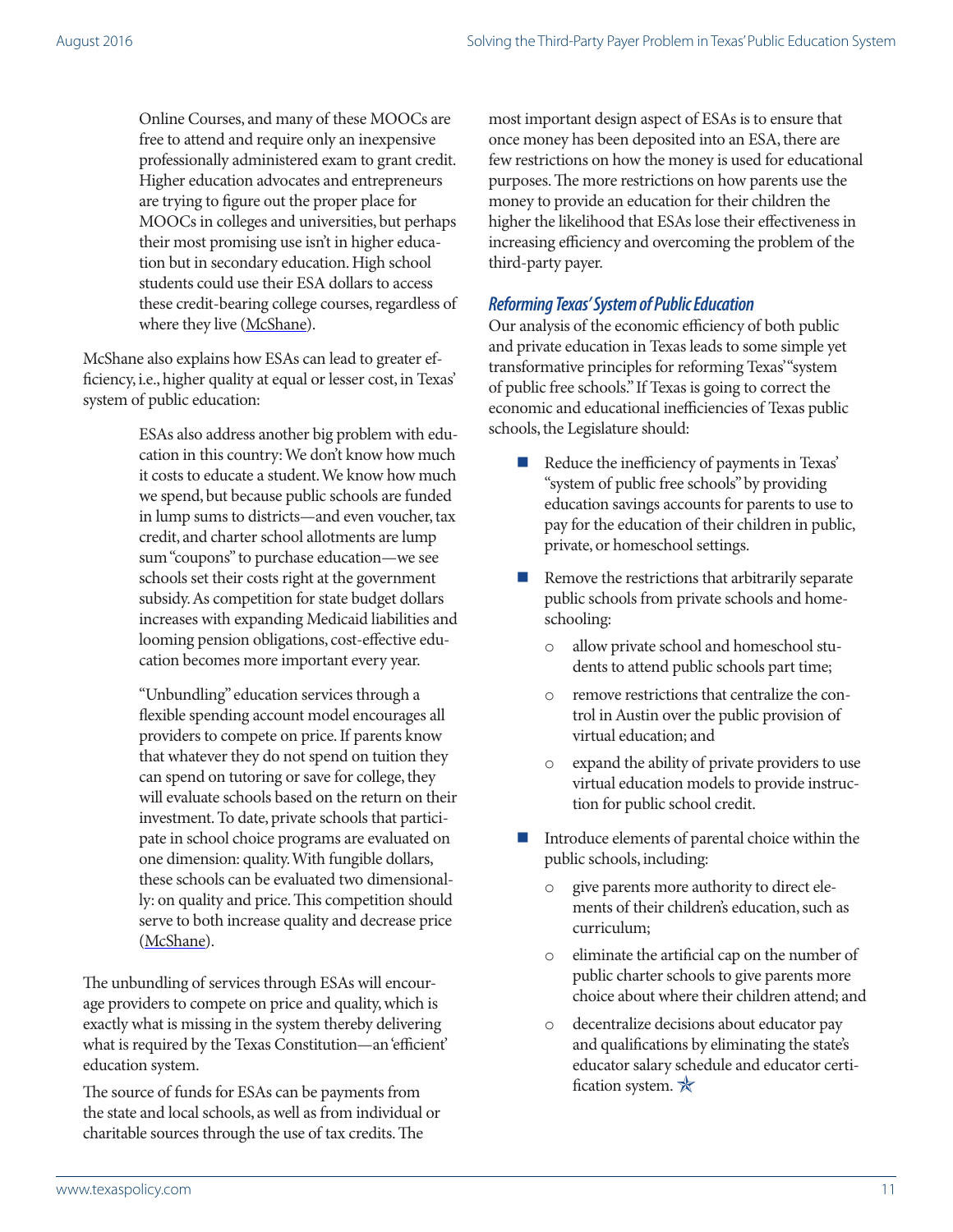> Online Courses, and many of these MOOCs are free to attend and require only an inexpensive professionally administered exam to grant credit. Higher education advocates and entrepreneurs are trying to figure out the proper place for MOOCs in colleges and universities, but perhaps their most promising use isn't in higher education but in secondary education. High school students could use their ESA dollars to access these credit-bearing college courses, regardless of where they live (McShane).

McShane also explains how ESAs can lead to greater efficiency, i.e., higher quality at equal or lesser cost, in Texas' system of public education:

> ESAs also address another big problem with education in this country: We don't know how much it costs to educate a student. We know how much we spend, but because public schools are funded in lump sums to districts—and even voucher, tax credit, and charter school allotments are lump sum "coupons" to purchase education—we see schools set their costs right at the government subsidy. As competition for state budget dollars increases with expanding Medicaid liabilities and looming pension obligations, cost-effective education becomes more important every year.
>
> "Unbundling" education services through a flexible spending account model encourages all providers to compete on price. If parents know that whatever they do not spend on tuition they can spend on tutoring or save for college, they will evaluate schools based on the return on their investment. To date, private schools that participate in school choice programs are evaluated on one dimension: quality. With fungible dollars, these schools can be evaluated two dimensionally: on quality and price. This competition should serve to both increase quality and decrease price (McShane).

The unbundling of services through ESAs will encourage providers to compete on price and quality, which is exactly what is missing in the system thereby delivering what is required by the Texas Constitution—an 'efficient' education system.

The source of funds for ESAs can be payments from the state and local schools, as well as from individual or charitable sources through the use of tax credits. The most important design aspect of ESAs is to ensure that once money has been deposited into an ESA, there are few restrictions on how the money is used for educational purposes. The more restrictions on how parents use the money to provide an education for their children the higher the likelihood that ESAs lose their effectiveness in increasing efficiency and overcoming the problem of the third-party payer.

### *Reforming Texas' System of Public Education*

Our analysis of the economic efficiency of both public and private education in Texas leads to some simple yet transformative principles for reforming Texas' "system of public free schools." If Texas is going to correct the economic and educational inefficiencies of Texas public schools, the Legislature should:

- Reduce the inefficiency of payments in Texas' "system of public free schools" by providing education savings accounts for parents to use to pay for the education of their children in public, private, or homeschool settings.
- Remove the restrictions that arbitrarily separate public schools from private schools and homeschooling:
  - allow private school and homeschool students to attend public schools part time;
  - remove restrictions that centralize the control in Austin over the public provision of virtual education; and
  - expand the ability of private providers to use virtual education models to provide instruction for public school credit.
- Introduce elements of parental choice within the public schools, including:
  - give parents more authority to direct elements of their children's education, such as curriculum;
  - eliminate the artificial cap on the number of public charter schools to give parents more choice about where their children attend; and
  - decentralize decisions about educator pay and qualifications by eliminating the state's educator salary schedule and educator certification system.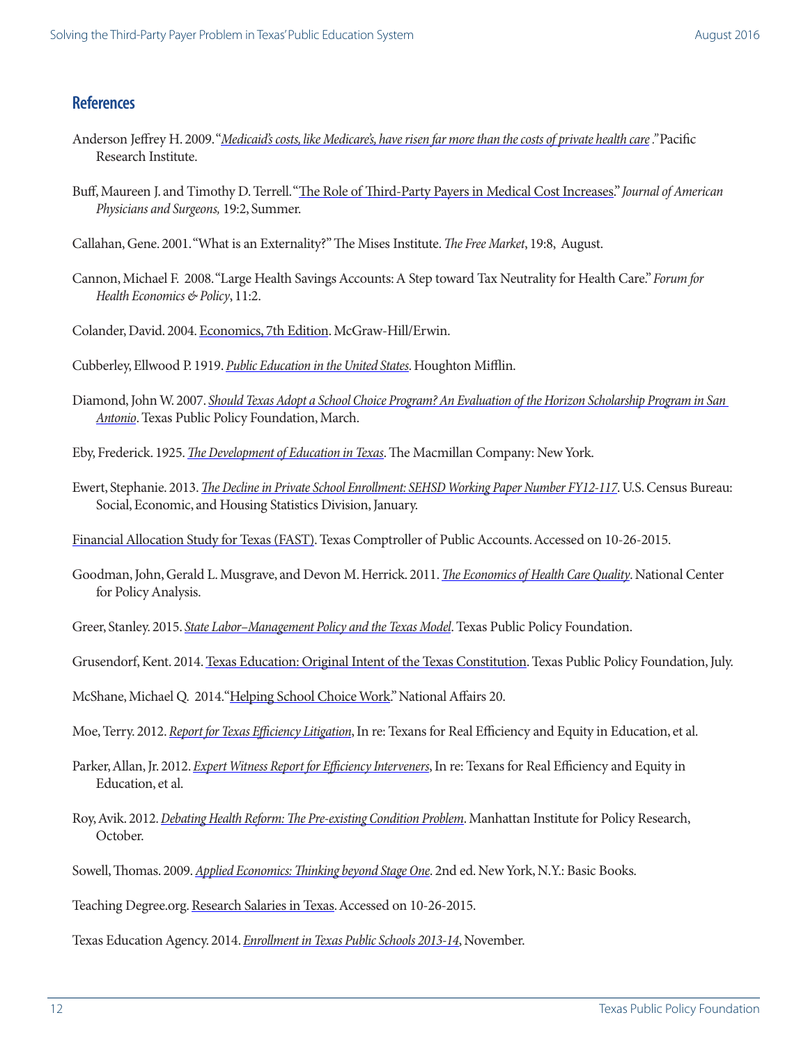## References

Anderson Jeffrey H. 2009. "*Medicaid's costs, like Medicare's, have risen far more than the costs of private health care* ." Pacific Research Institute.

Buff, Maureen J. and Timothy D. Terrell. "The Role of Third-Party Payers in Medical Cost Increases." *Journal of American Physicians and Surgeons,* 19:2, Summer.

Callahan, Gene. 2001. "What is an Externality?" The Mises Institute. *The Free Market*, 19:8, August.

Cannon, Michael F. 2008. "Large Health Savings Accounts: A Step toward Tax Neutrality for Health Care." *Forum for Health Economics & Policy*, 11:2.

Colander, David. 2004. Economics, 7th Edition. McGraw-Hill/Erwin.

Cubberley, Ellwood P. 1919. *Public Education in the United States*. Houghton Mifflin.

Diamond, John W. 2007. *Should Texas Adopt a School Choice Program? An Evaluation of the Horizon Scholarship Program in San Antonio*. Texas Public Policy Foundation, March.

Eby, Frederick. 1925. *The Development of Education in Texas*. The Macmillan Company: New York.

Ewert, Stephanie. 2013. *The Decline in Private School Enrollment: SEHSD Working Paper Number FY12-117*. U.S. Census Bureau: Social, Economic, and Housing Statistics Division, January.

Financial Allocation Study for Texas (FAST). Texas Comptroller of Public Accounts. Accessed on 10-26-2015.

Goodman, John, Gerald L. Musgrave, and Devon M. Herrick. 2011. *The Economics of Health Care Quality*. National Center for Policy Analysis.

Greer, Stanley. 2015. *State Labor–Management Policy and the Texas Model*. Texas Public Policy Foundation.

Grusendorf, Kent. 2014. Texas Education: Original Intent of the Texas Constitution. Texas Public Policy Foundation, July.

McShane, Michael Q. 2014. "Helping School Choice Work." National Affairs 20.

Moe, Terry. 2012. *Report for Texas Efficiency Litigation*, In re: Texans for Real Efficiency and Equity in Education, et al.

Parker, Allan, Jr. 2012. *Expert Witness Report for Efficiency Interveners*, In re: Texans for Real Efficiency and Equity in Education, et al.

Roy, Avik. 2012. *Debating Health Reform: The Pre-existing Condition Problem*. Manhattan Institute for Policy Research, October.

Sowell, Thomas. 2009. *Applied Economics: Thinking beyond Stage One*. 2nd ed. New York, N.Y.: Basic Books.

Teaching Degree.org. Research Salaries in Texas. Accessed on 10-26-2015.

Texas Education Agency. 2014. *Enrollment in Texas Public Schools 2013-14*, November.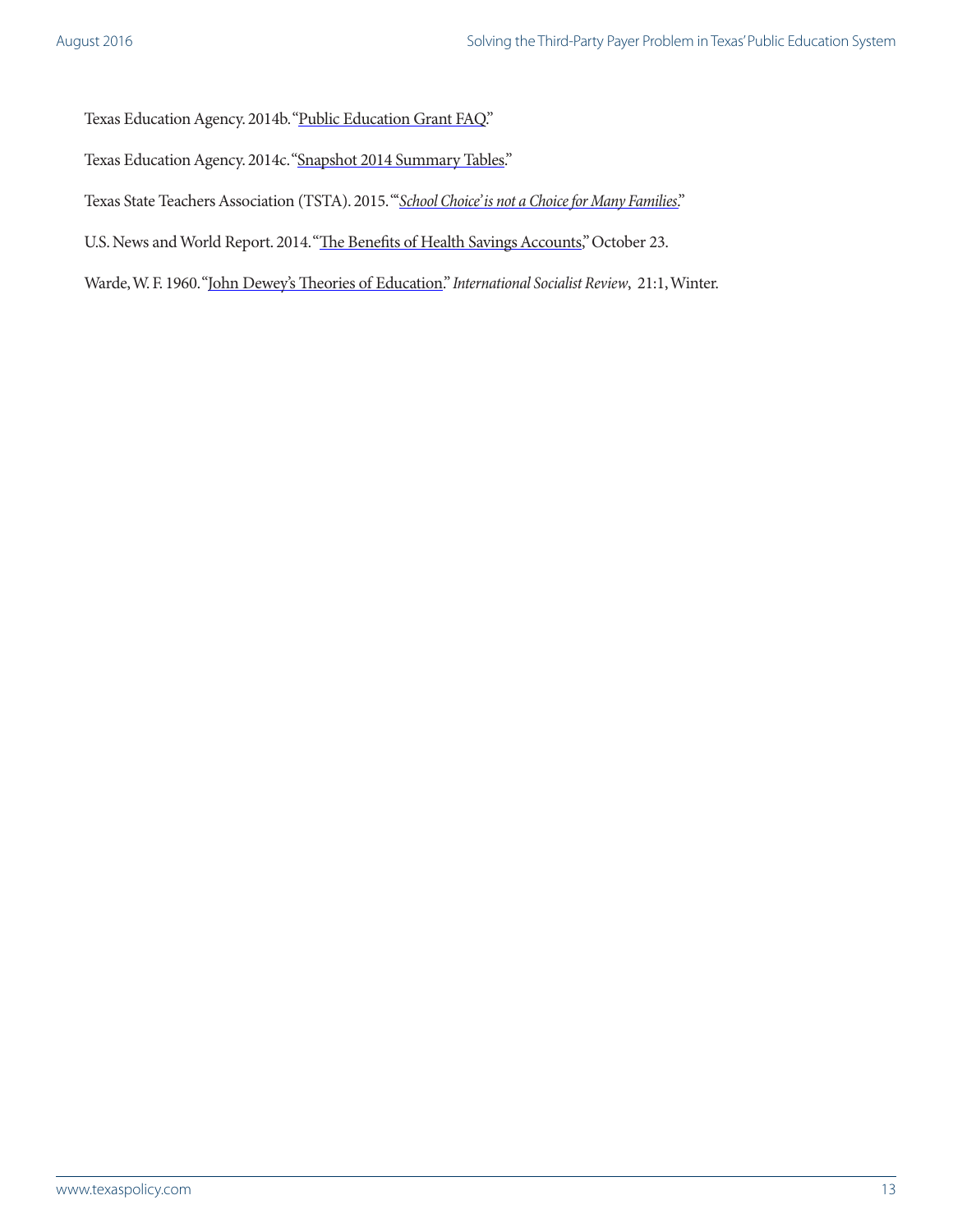Texas Education Agency. 2014b. "Public Education Grant FAQ."

Texas Education Agency. 2014c. "Snapshot 2014 Summary Tables."

Texas State Teachers Association (TSTA). 2015. "'*School Choice' is not a Choice for Many Families*."

U.S. News and World Report. 2014. "The Benefits of Health Savings Accounts," October 23.

Warde, W. F. 1960. "John Dewey's Theories of Education." *International Socialist Review*, 21:1, Winter.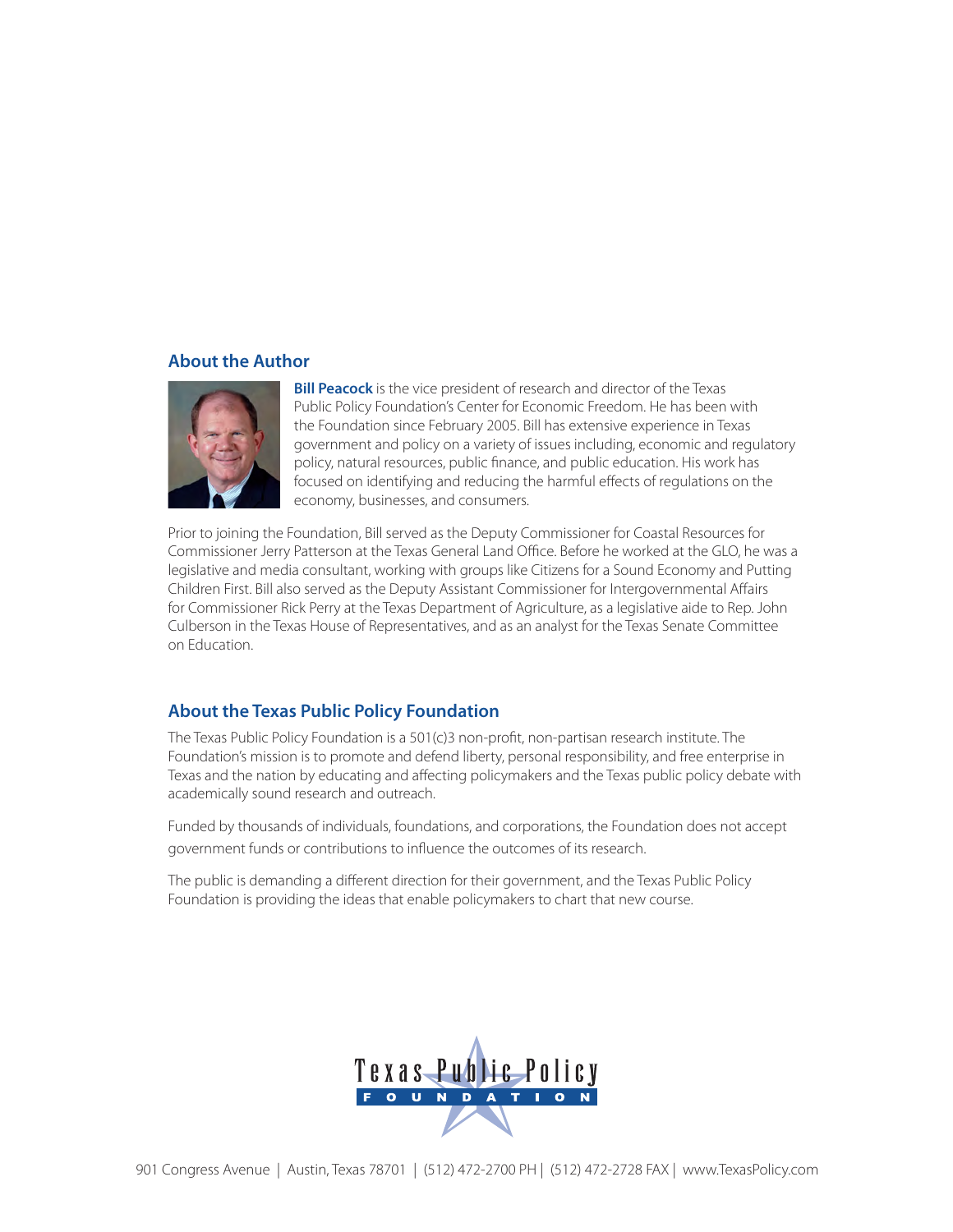## About the Author

**Bill Peacock** is the vice president of research and director of the Texas Public Policy Foundation's Center for Economic Freedom. He has been with the Foundation since February 2005. Bill has extensive experience in Texas government and policy on a variety of issues including, economic and regulatory policy, natural resources, public finance, and public education. His work has focused on identifying and reducing the harmful effects of regulations on the economy, businesses, and consumers.

Prior to joining the Foundation, Bill served as the Deputy Commissioner for Coastal Resources for Commissioner Jerry Patterson at the Texas General Land Office. Before he worked at the GLO, he was a legislative and media consultant, working with groups like Citizens for a Sound Economy and Putting Children First. Bill also served as the Deputy Assistant Commissioner for Intergovernmental Affairs for Commissioner Rick Perry at the Texas Department of Agriculture, as a legislative aide to Rep. John Culberson in the Texas House of Representatives, and as an analyst for the Texas Senate Committee on Education.

## About the Texas Public Policy Foundation

The Texas Public Policy Foundation is a 501(c)3 non-profit, non-partisan research institute. The Foundation's mission is to promote and defend liberty, personal responsibility, and free enterprise in Texas and the nation by educating and affecting policymakers and the Texas public policy debate with academically sound research and outreach.

Funded by thousands of individuals, foundations, and corporations, the Foundation does not accept government funds or contributions to influence the outcomes of its research.

The public is demanding a different direction for their government, and the Texas Public Policy Foundation is providing the ideas that enable policymakers to chart that new course.

Texas Public Policy
FOUNDATION

901 Congress Avenue | Austin, Texas 78701 | (512) 472-2700 PH | (512) 472-2728 FAX | www.TexasPolicy.com